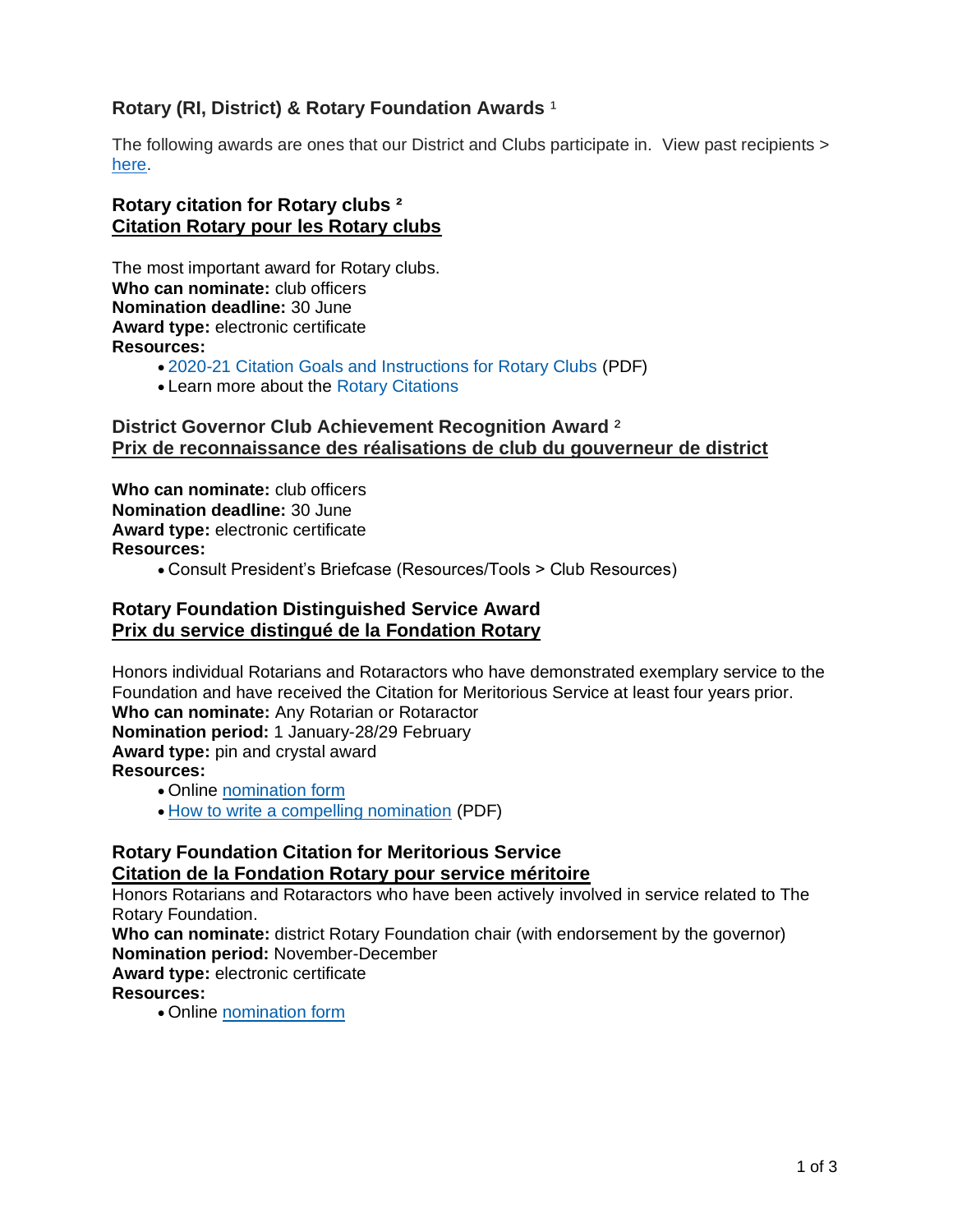## Rotary (RI, District) & Rotary Foundation Awards [1]

The following awards are ones that our District and Clubs participate in. View past recipients > here.

### Rotary citation for Rotary clubs [2]
### Citation Rotary pour les Rotary clubs

The most important award for Rotary clubs.
**Who can nominate:** club officers
**Nomination deadline:** 30 June
**Award type:** electronic certificate
**Resources:**

- 2020-21 Citation Goals and Instructions for Rotary Clubs (PDF)
- Learn more about the Rotary Citations

### District Governor Club Achievement Recognition Award [2]
### Prix de reconnaissance des réalisations de club du gouverneur de district

**Who can nominate:** club officers
**Nomination deadline:** 30 June
**Award type:** electronic certificate
**Resources:**

- Consult President's Briefcase (Resources/Tools > Club Resources)

### Rotary Foundation Distinguished Service Award
### Prix du service distingué de la Fondation Rotary

Honors individual Rotarians and Rotaractors who have demonstrated exemplary service to the Foundation and have received the Citation for Meritorious Service at least four years prior.
**Who can nominate:** Any Rotarian or Rotaractor
**Nomination period:** 1 January-28/29 February
**Award type:** pin and crystal award
**Resources:**

- Online nomination form
- How to write a compelling nomination (PDF)

### Rotary Foundation Citation for Meritorious Service
### Citation de la Fondation Rotary pour service méritoire

Honors Rotarians and Rotaractors who have been actively involved in service related to The Rotary Foundation.
**Who can nominate:** district Rotary Foundation chair (with endorsement by the governor)
**Nomination period:** November-December
**Award type:** electronic certificate
**Resources:**

- Online nomination form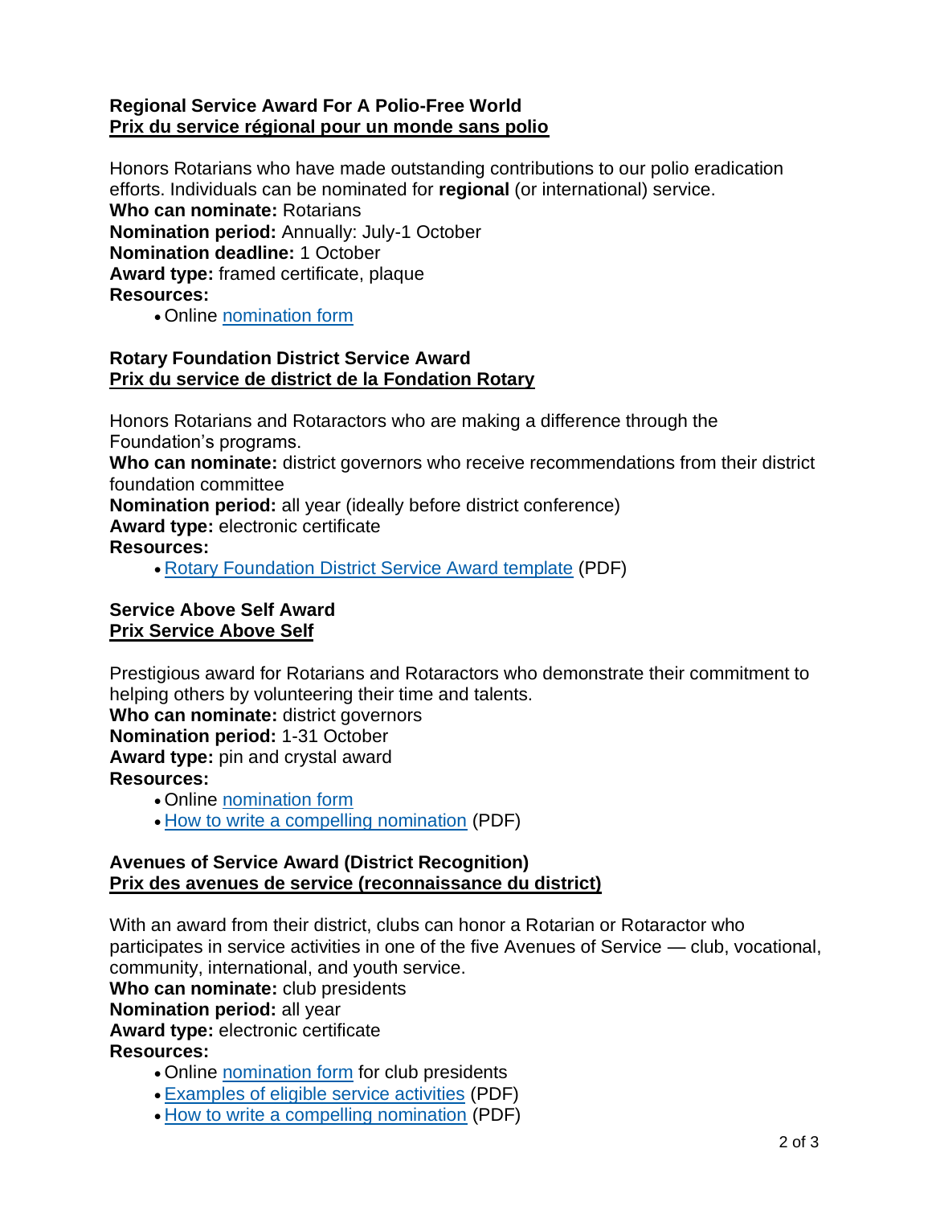### Regional Service Award For A Polio-Free World
### Prix du service régional pour un monde sans polio

Honors Rotarians who have made outstanding contributions to our polio eradication efforts. Individuals can be nominated for **regional** (or international) service.
**Who can nominate:** Rotarians
**Nomination period:** Annually: July-1 October
**Nomination deadline:** 1 October
**Award type:** framed certificate, plaque
**Resources:**

- Online nomination form

### Rotary Foundation District Service Award
### Prix du service de district de la Fondation Rotary

Honors Rotarians and Rotaractors who are making a difference through the Foundation's programs.
**Who can nominate:** district governors who receive recommendations from their district foundation committee
**Nomination period:** all year (ideally before district conference)
**Award type:** electronic certificate
**Resources:**

- Rotary Foundation District Service Award template (PDF)

### Service Above Self Award
### Prix Service Above Self

Prestigious award for Rotarians and Rotaractors who demonstrate their commitment to helping others by volunteering their time and talents.
**Who can nominate:** district governors
**Nomination period:** 1-31 October
**Award type:** pin and crystal award
**Resources:**

- Online nomination form
- How to write a compelling nomination (PDF)

### Avenues of Service Award (District Recognition)
### Prix des avenues de service (reconnaissance du district)

With an award from their district, clubs can honor a Rotarian or Rotaractor who participates in service activities in one of the five Avenues of Service — club, vocational, community, international, and youth service.
**Who can nominate:** club presidents
**Nomination period:** all year
**Award type:** electronic certificate
**Resources:**

- Online nomination form for club presidents
- Examples of eligible service activities (PDF)
- How to write a compelling nomination (PDF)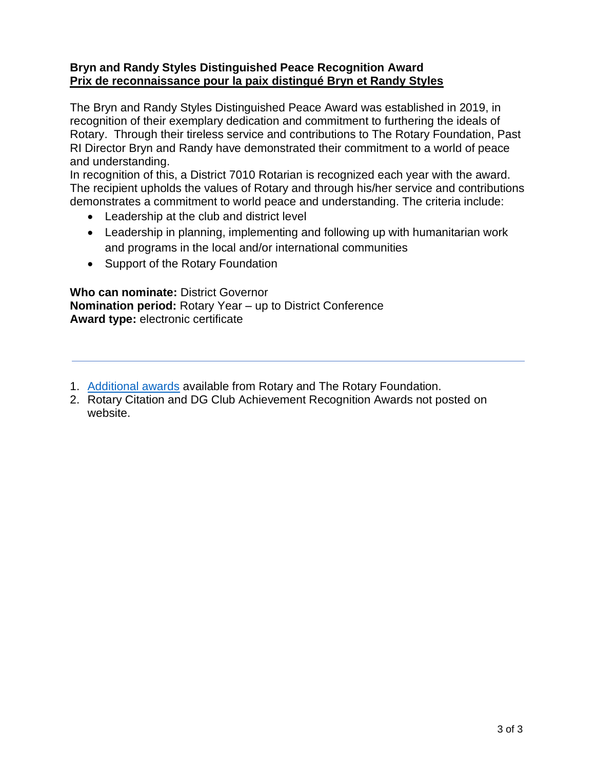**Bryn and Randy Styles Distinguished Peace Recognition Award**
**Prix de reconnaissance pour la paix distingué Bryn et Randy Styles**

The Bryn and Randy Styles Distinguished Peace Award was established in 2019, in recognition of their exemplary dedication and commitment to furthering the ideals of Rotary. Through their tireless service and contributions to The Rotary Foundation, Past RI Director Bryn and Randy have demonstrated their commitment to a world of peace and understanding.
In recognition of this, a District 7010 Rotarian is recognized each year with the award. The recipient upholds the values of Rotary and through his/her service and contributions demonstrates a commitment to world peace and understanding. The criteria include:

- Leadership at the club and district level
- Leadership in planning, implementing and following up with humanitarian work and programs in the local and/or international communities
- Support of the Rotary Foundation

**Who can nominate:** District Governor
**Nomination period:** Rotary Year – up to District Conference
**Award type:** electronic certificate

---

1. Additional awards available from Rotary and The Rotary Foundation.
2. Rotary Citation and DG Club Achievement Recognition Awards not posted on website.